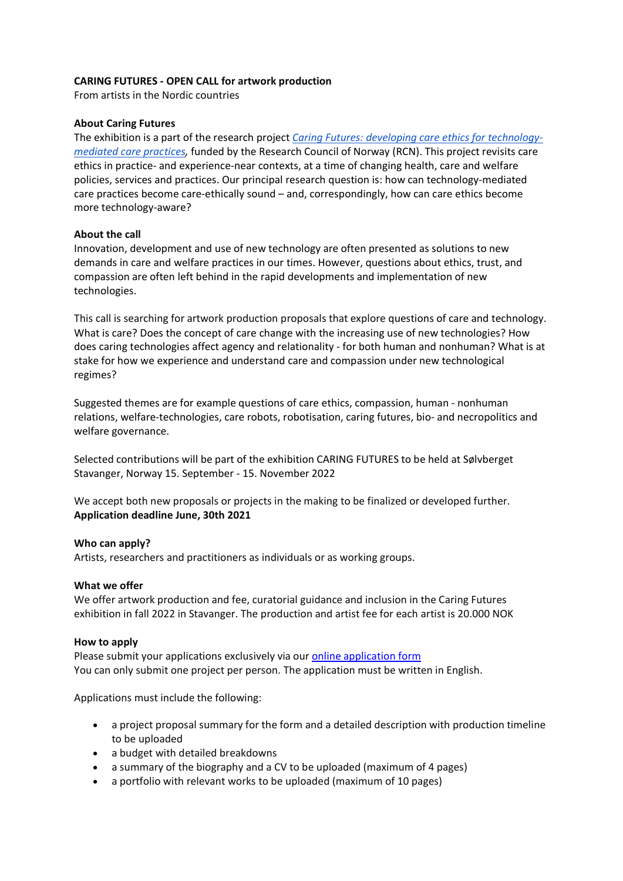**CARING FUTURES - OPEN CALL for artwork production**

From artists in the Nordic countries

**About Caring Futures**

The exhibition is a part of the research project *Caring Futures: developing care ethics for technology-mediated care practices*, funded by the Research Council of Norway (RCN). This project revisits care ethics in practice- and experience-near contexts, at a time of changing health, care and welfare policies, services and practices. Our principal research question is: how can technology-mediated care practices become care-ethically sound – and, correspondingly, how can care ethics become more technology-aware?

**About the call**

Innovation, development and use of new technology are often presented as solutions to new demands in care and welfare practices in our times. However, questions about ethics, trust, and compassion are often left behind in the rapid developments and implementation of new technologies.

This call is searching for artwork production proposals that explore questions of care and technology. What is care? Does the concept of care change with the increasing use of new technologies? How does caring technologies affect agency and relationality - for both human and nonhuman? What is at stake for how we experience and understand care and compassion under new technological regimes?

Suggested themes are for example questions of care ethics, compassion, human - nonhuman relations, welfare-technologies, care robots, robotisation, caring futures, bio- and necropolitics and welfare governance.

Selected contributions will be part of the exhibition CARING FUTURES to be held at Sølvberget Stavanger, Norway 15. September - 15. November 2022

We accept both new proposals or projects in the making to be finalized or developed further.
**Application deadline June, 30th 2021**

**Who can apply?**

Artists, researchers and practitioners as individuals or as working groups.

**What we offer**

We offer artwork production and fee, curatorial guidance and inclusion in the Caring Futures exhibition in fall 2022 in Stavanger. The production and artist fee for each artist is 20.000 NOK

**How to apply**

Please submit your applications exclusively via our online application form
You can only submit one project per person. The application must be written in English.

Applications must include the following:

- a project proposal summary for the form and a detailed description with production timeline to be uploaded
- a budget with detailed breakdowns
- a summary of the biography and a CV to be uploaded (maximum of 4 pages)
- a portfolio with relevant works to be uploaded (maximum of 10 pages)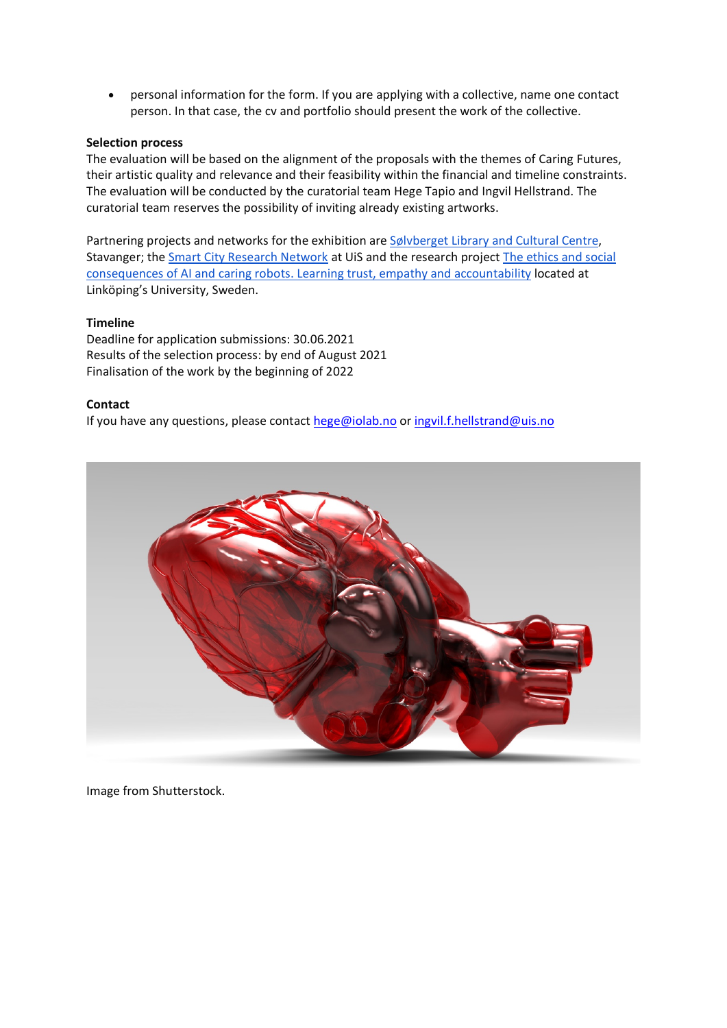- personal information for the form. If you are applying with a collective, name one contact person. In that case, the cv and portfolio should present the work of the collective.

**Selection process**

The evaluation will be based on the alignment of the proposals with the themes of Caring Futures, their artistic quality and relevance and their feasibility within the financial and timeline constraints. The evaluation will be conducted by the curatorial team Hege Tapio and Ingvil Hellstrand. The curatorial team reserves the possibility of inviting already existing artworks.

Partnering projects and networks for the exhibition are Sølvberget Library and Cultural Centre, Stavanger; the Smart City Research Network at UiS and the research project The ethics and social consequences of AI and caring robots. Learning trust, empathy and accountability located at Linköping's University, Sweden.

**Timeline**

Deadline for application submissions: 30.06.2021
Results of the selection process: by end of August 2021
Finalisation of the work by the beginning of 2022

**Contact**

If you have any questions, please contact hege@iolab.no or ingvil.f.hellstrand@uis.no

Image from Shutterstock.